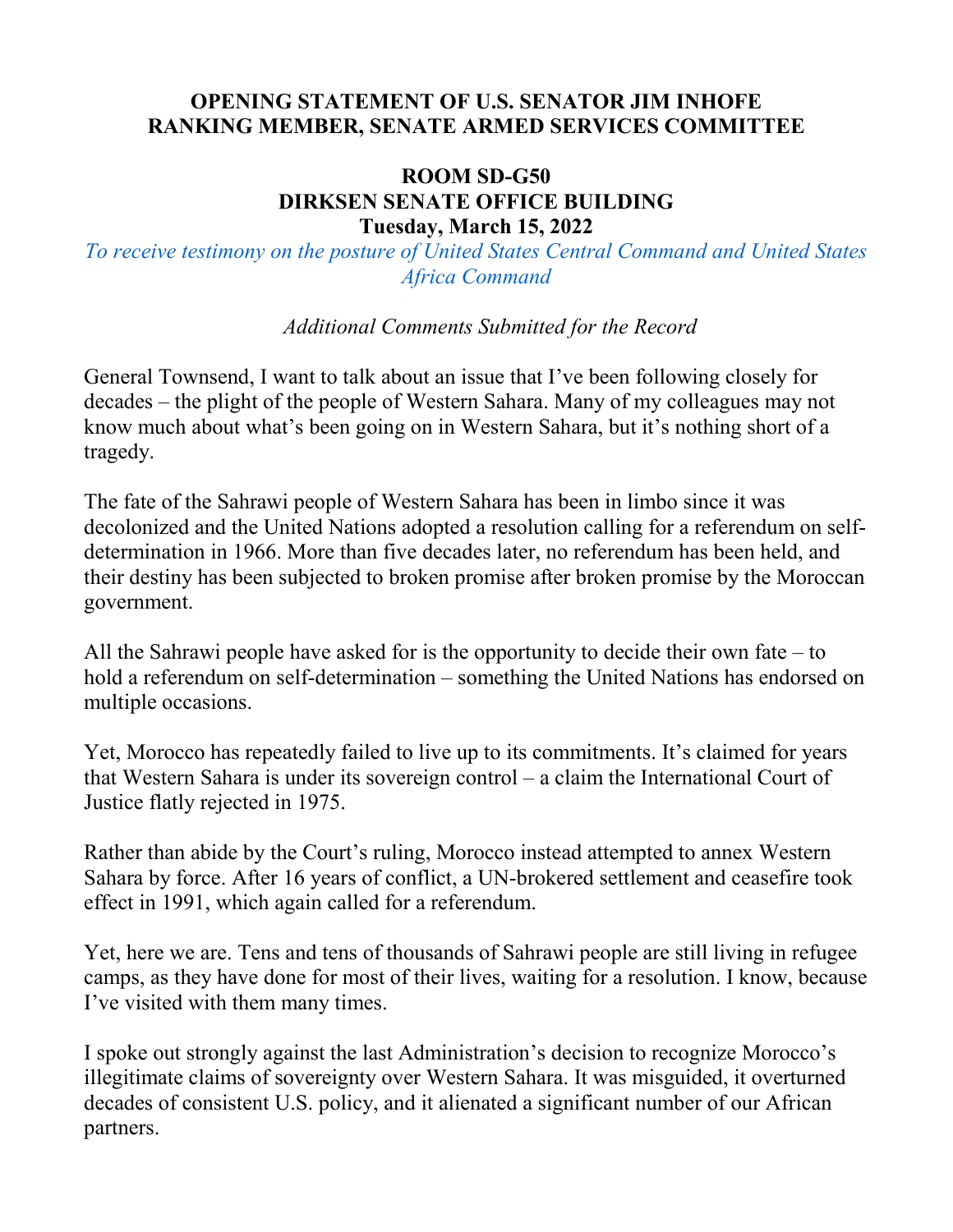**OPENING STATEMENT OF U.S. SENATOR JIM INHOFE**
**RANKING MEMBER, SENATE ARMED SERVICES COMMITTEE**

**ROOM SD-G50**
**DIRKSEN SENATE OFFICE BUILDING**
**Tuesday, March 15, 2022**

*To receive testimony on the posture of United States Central Command and United States Africa Command*

*Additional Comments Submitted for the Record*

General Townsend, I want to talk about an issue that I've been following closely for decades – the plight of the people of Western Sahara. Many of my colleagues may not know much about what's been going on in Western Sahara, but it's nothing short of a tragedy.

The fate of the Sahrawi people of Western Sahara has been in limbo since it was decolonized and the United Nations adopted a resolution calling for a referendum on self-determination in 1966. More than five decades later, no referendum has been held, and their destiny has been subjected to broken promise after broken promise by the Moroccan government.

All the Sahrawi people have asked for is the opportunity to decide their own fate – to hold a referendum on self-determination – something the United Nations has endorsed on multiple occasions.

Yet, Morocco has repeatedly failed to live up to its commitments. It's claimed for years that Western Sahara is under its sovereign control – a claim the International Court of Justice flatly rejected in 1975.

Rather than abide by the Court's ruling, Morocco instead attempted to annex Western Sahara by force. After 16 years of conflict, a UN-brokered settlement and ceasefire took effect in 1991, which again called for a referendum.

Yet, here we are. Tens and tens of thousands of Sahrawi people are still living in refugee camps, as they have done for most of their lives, waiting for a resolution. I know, because I've visited with them many times.

I spoke out strongly against the last Administration's decision to recognize Morocco's illegitimate claims of sovereignty over Western Sahara. It was misguided, it overturned decades of consistent U.S. policy, and it alienated a significant number of our African partners.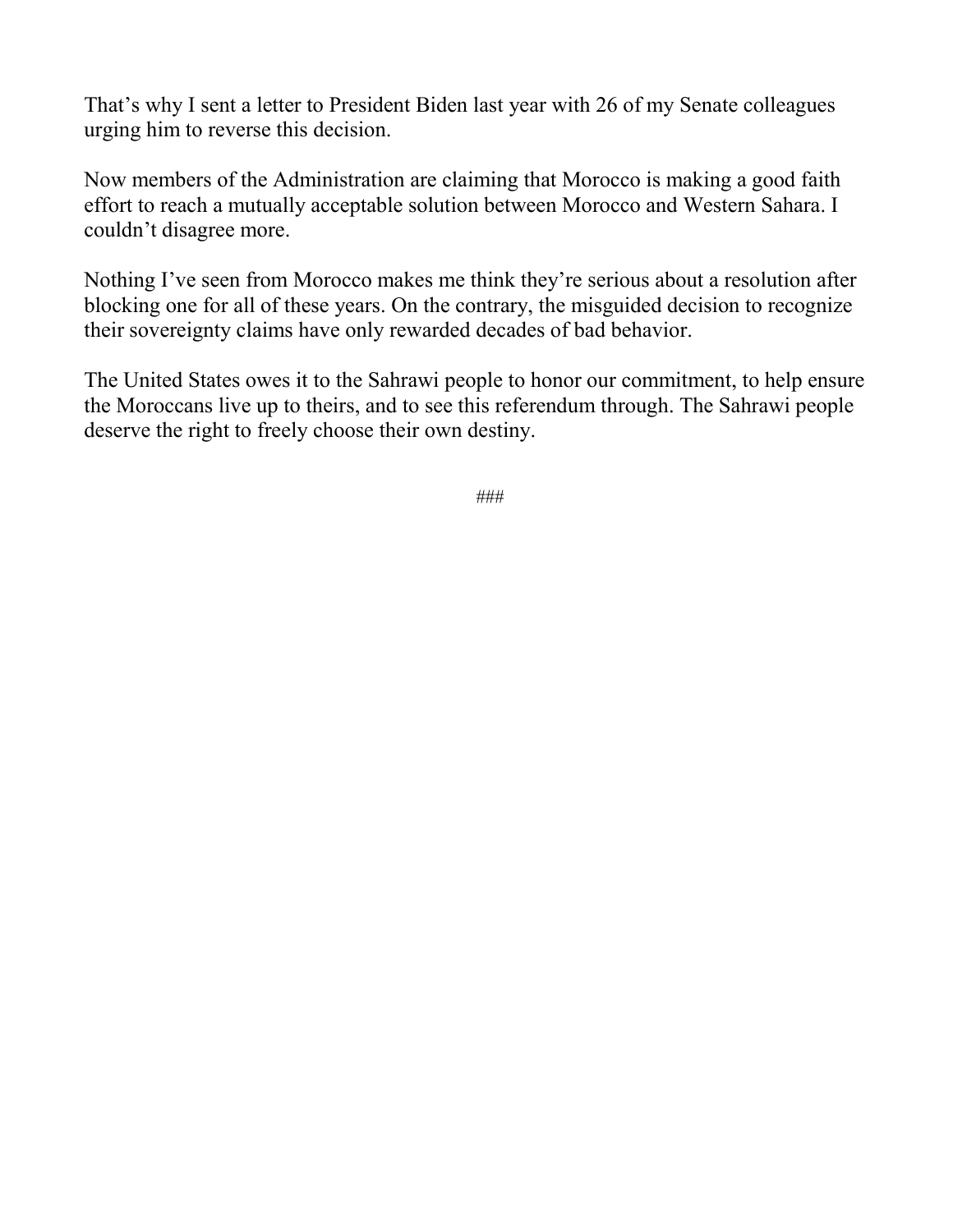That's why I sent a letter to President Biden last year with 26 of my Senate colleagues urging him to reverse this decision.

Now members of the Administration are claiming that Morocco is making a good faith effort to reach a mutually acceptable solution between Morocco and Western Sahara. I couldn't disagree more.

Nothing I've seen from Morocco makes me think they're serious about a resolution after blocking one for all of these years. On the contrary, the misguided decision to recognize their sovereignty claims have only rewarded decades of bad behavior.

The United States owes it to the Sahrawi people to honor our commitment, to help ensure the Moroccans live up to theirs, and to see this referendum through. The Sahrawi people deserve the right to freely choose their own destiny.

###